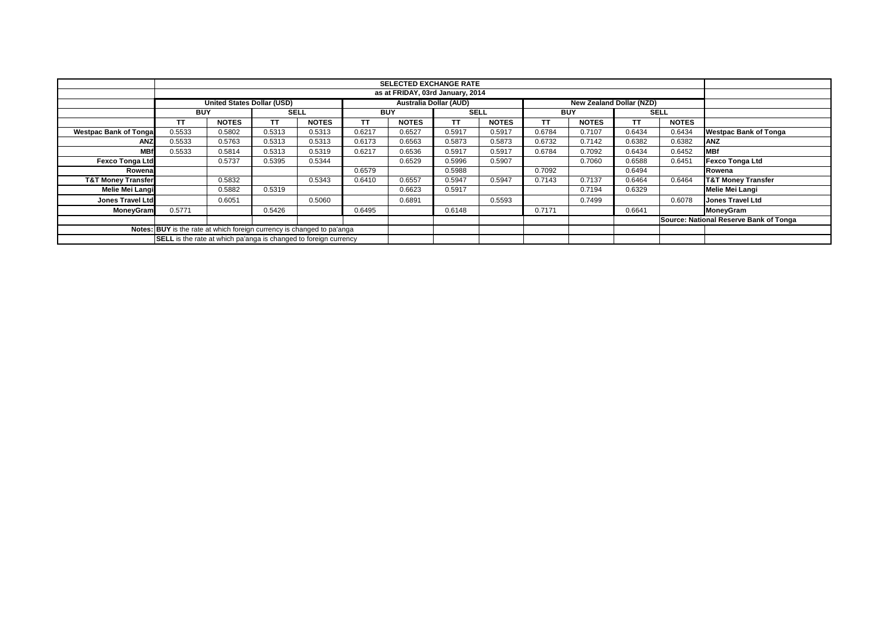| | SELECTED EXCHANGE RATE | | | | | | | | | | | | |
|---|---|---|---|---|---|---|---|---|---|---|---|---|---|
| | as at FRIDAY, 03rd January, 2014 | | | | | | | | | | | | |
| | United States Dollar (USD) | | | | Australia Dollar (AUD) | | | | New Zealand Dollar (NZD) | | | | |
| | BUY | | SELL | | BUY | | SELL | | BUY | | SELL | | |
| | TT | NOTES | TT | NOTES | TT | NOTES | TT | NOTES | TT | NOTES | TT | NOTES | |
| Westpac Bank of Tonga | 0.5533 | 0.5802 | 0.5313 | 0.5313 | 0.6217 | 0.6527 | 0.5917 | 0.5917 | 0.6784 | 0.7107 | 0.6434 | 0.6434 | Westpac Bank of Tonga |
| ANZ | 0.5533 | 0.5763 | 0.5313 | 0.5313 | 0.6173 | 0.6563 | 0.5873 | 0.5873 | 0.6732 | 0.7142 | 0.6382 | 0.6382 | ANZ |
| MBf | 0.5533 | 0.5814 | 0.5313 | 0.5319 | 0.6217 | 0.6536 | 0.5917 | 0.5917 | 0.6784 | 0.7092 | 0.6434 | 0.6452 | MBf |
| Fexco Tonga Ltd | | 0.5737 | 0.5395 | 0.5344 | | 0.6529 | 0.5996 | 0.5907 | | 0.7060 | 0.6588 | 0.6451 | Fexco Tonga Ltd |
| Rowena | | | | | 0.6579 | | 0.5988 | | 0.7092 | | 0.6494 | | Rowena |
| T&T Money Transfer | | 0.5832 | | 0.5343 | 0.6410 | 0.6557 | 0.5947 | 0.5947 | 0.7143 | 0.7137 | 0.6464 | 0.6464 | T&T Money Transfer |
| Melie Mei Langi | | 0.5882 | 0.5319 | | | 0.6623 | 0.5917 | | | 0.7194 | 0.6329 | | Melie Mei Langi |
| Jones Travel Ltd | | 0.6051 | | 0.5060 | | 0.6891 | | 0.5593 | | 0.7499 | | 0.6078 | Jones Travel Ltd |
| MoneyGram | 0.5771 | | 0.5426 | | 0.6495 | | 0.6148 | | 0.7171 | | 0.6641 | | MoneyGram |
| | | | | | | | | | | | | | Source: National Reserve Bank of Tonga |
| Notes: | **BUY** is the rate at which foreign currency is changed to pa'anga | | | | | | | | | | | | |
| | **SELL** is the rate at which pa'anga is changed to foreign currency | | | | | | | | | | | | |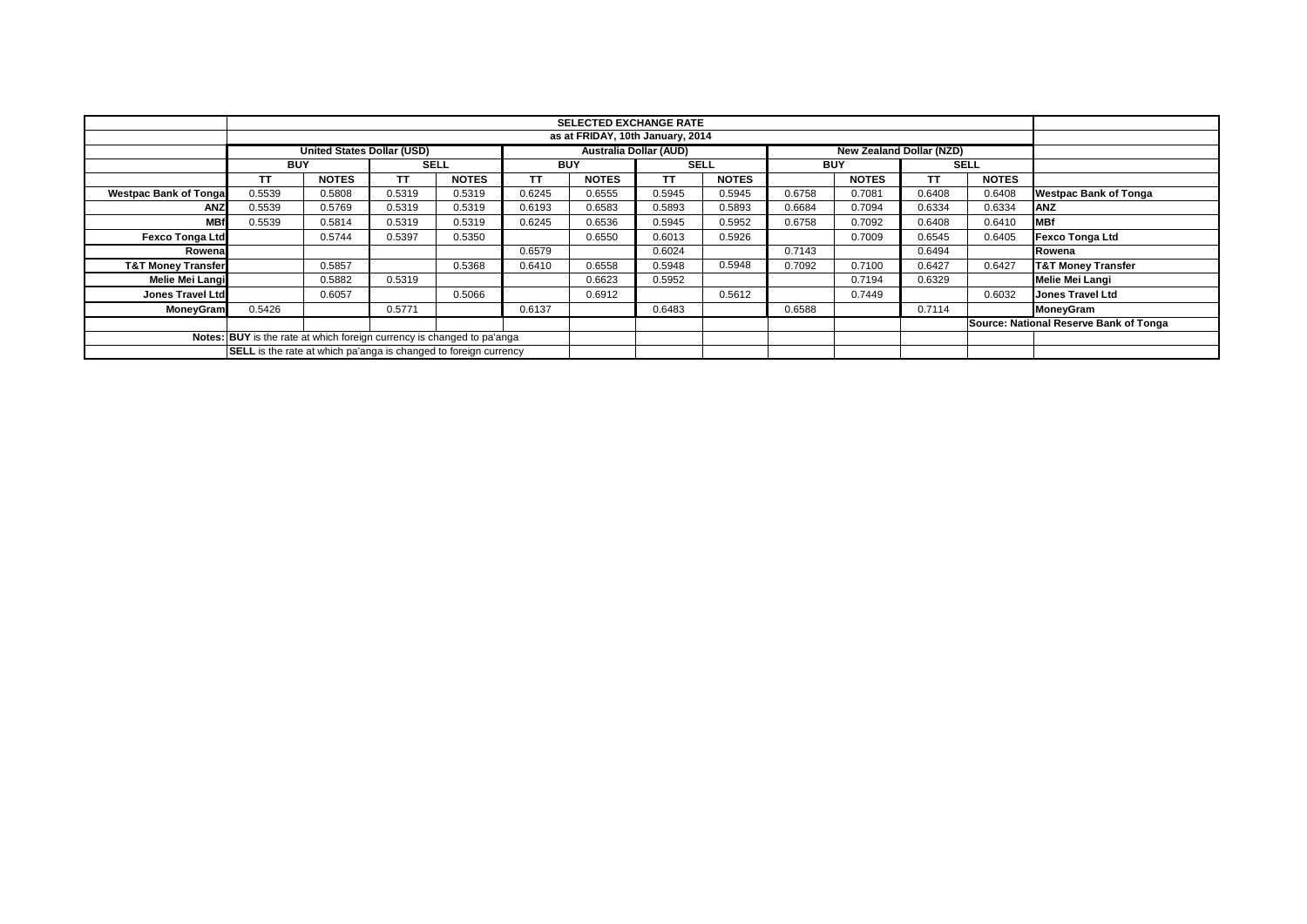| | SELECTED EXCHANGE RATE | | | | | | | | | | | | |
|---|---|---|---|---|---|---|---|---|---|---|---|---|---|
| | as at FRIDAY, 10th January, 2014 | | | | | | | | | | | | |
| | United States Dollar (USD) | | | | Australia Dollar (AUD) | | | | New Zealand Dollar (NZD) | | | | |
| | BUY | | SELL | | BUY | | SELL | | BUY | | SELL | | |
| | TT | NOTES | TT | NOTES | TT | NOTES | TT | NOTES | | NOTES | TT | NOTES | |
| Westpac Bank of Tonga | 0.5539 | 0.5808 | 0.5319 | 0.5319 | 0.6245 | 0.6555 | 0.5945 | 0.5945 | 0.6758 | 0.7081 | 0.6408 | 0.6408 | Westpac Bank of Tonga |
| ANZ | 0.5539 | 0.5769 | 0.5319 | 0.5319 | 0.6193 | 0.6583 | 0.5893 | 0.5893 | 0.6684 | 0.7094 | 0.6334 | 0.6334 | ANZ |
| MBf | 0.5539 | 0.5814 | 0.5319 | 0.5319 | 0.6245 | 0.6536 | 0.5945 | 0.5952 | 0.6758 | 0.7092 | 0.6408 | 0.6410 | MBf |
| Fexco Tonga Ltd | | 0.5744 | 0.5397 | 0.5350 | | 0.6550 | 0.6013 | 0.5926 | | 0.7009 | 0.6545 | 0.6405 | Fexco Tonga Ltd |
| Rowena | | | | | 0.6579 | | 0.6024 | | 0.7143 | | 0.6494 | | Rowena |
| T&T Money Transfer | | 0.5857 | | 0.5368 | 0.6410 | 0.6558 | 0.5948 | 0.5948 | 0.7092 | 0.7100 | 0.6427 | 0.6427 | T&T Money Transfer |
| Melie Mei Langi | | 0.5882 | 0.5319 | | | 0.6623 | 0.5952 | | | 0.7194 | 0.6329 | | Melie Mei Langi |
| Jones Travel Ltd | | 0.6057 | | 0.5066 | | 0.6912 | | 0.5612 | | 0.7449 | | 0.6032 | Jones Travel Ltd |
| MoneyGram | 0.5426 | | 0.5771 | | 0.6137 | | 0.6483 | | 0.6588 | | 0.7114 | | MoneyGram |
| | | | | | | | | | | | | | Source: National Reserve Bank of Tonga |
| Notes: | BUY is the rate at which foreign currency is changed to pa'anga | | | | | | | | | | | | |
| | SELL is the rate at which pa'anga is changed to foreign currency | | | | | | | | | | | | |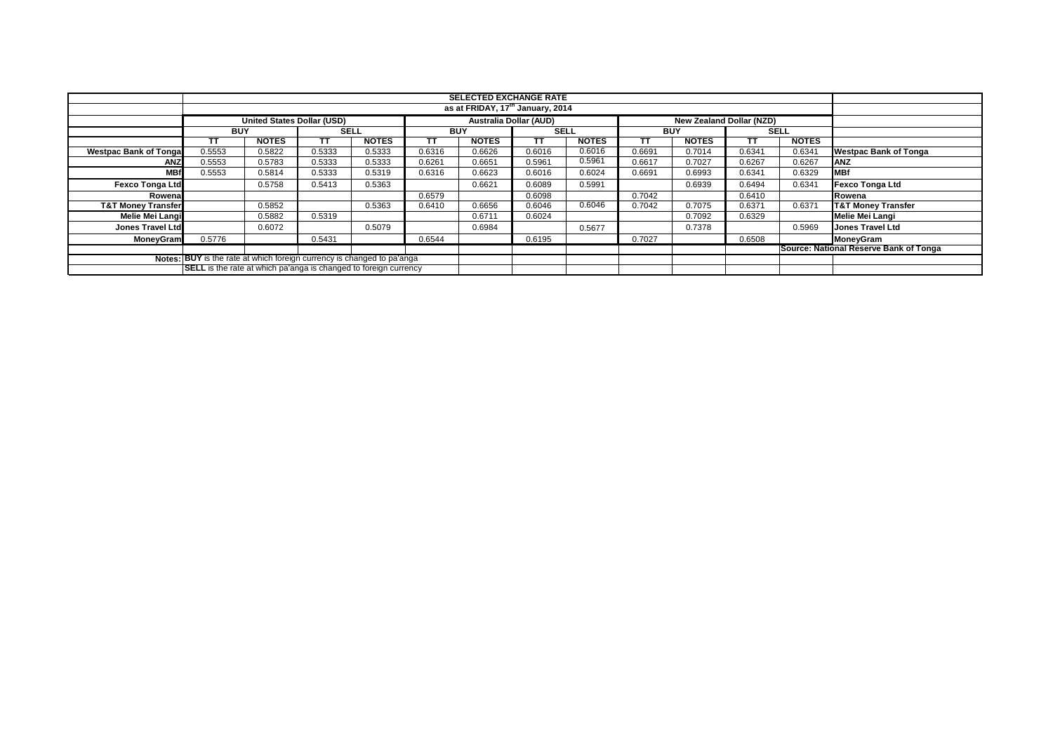| | SELECTED EXCHANGE RATE | | | | | | | | | | | | |
|---|---|---|---|---|---|---|---|---|---|---|---|---|---|
| | as at FRIDAY, 17th January, 2014 | | | | | | | | | | | | |
| | United States Dollar (USD) | | | | Australia Dollar (AUD) | | | | New Zealand Dollar (NZD) | | | | |
| | BUY | | SELL | | BUY | | SELL | | BUY | | SELL | | |
| | TT | NOTES | TT | NOTES | TT | NOTES | TT | NOTES | TT | NOTES | TT | NOTES | |
| **Westpac Bank of Tonga** | 0.5553 | 0.5822 | 0.5333 | 0.5333 | 0.6316 | 0.6626 | 0.6016 | 0.6016 | 0.6691 | 0.7014 | 0.6341 | 0.6341 | **Westpac Bank of Tonga** |
| **ANZ** | 0.5553 | 0.5783 | 0.5333 | 0.5333 | 0.6261 | 0.6651 | 0.5961 | 0.5961 | 0.6617 | 0.7027 | 0.6267 | 0.6267 | **ANZ** |
| **MBf** | 0.5553 | 0.5814 | 0.5333 | 0.5319 | 0.6316 | 0.6623 | 0.6016 | 0.6024 | 0.6691 | 0.6993 | 0.6341 | 0.6329 | **MBf** |
| **Fexco Tonga Ltd** | | 0.5758 | 0.5413 | 0.5363 | | 0.6621 | 0.6089 | 0.5991 | | 0.6939 | 0.6494 | 0.6341 | **Fexco Tonga Ltd** |
| **Rowena** | | | | | 0.6579 | | 0.6098 | | 0.7042 | | 0.6410 | | **Rowena** |
| **T&T Money Transfer** | | 0.5852 | | 0.5363 | 0.6410 | 0.6656 | 0.6046 | 0.6046 | 0.7042 | 0.7075 | 0.6371 | 0.6371 | **T&T Money Transfer** |
| **Melie Mei Langi** | | 0.5882 | 0.5319 | | | 0.6711 | 0.6024 | | | 0.7092 | 0.6329 | | **Melie Mei Langi** |
| **Jones Travel Ltd** | | 0.6072 | | 0.5079 | | 0.6984 | | 0.5677 | | 0.7378 | | 0.5969 | **Jones Travel Ltd** |
| **MoneyGram** | 0.5776 | | 0.5431 | | 0.6544 | | 0.6195 | | 0.7027 | | 0.6508 | | **MoneyGram** |
| | | | | | | | | | | | | | **Source: National Reserve Bank of Tonga** |
| Notes: | **BUY** is the rate at which foreign currency is changed to pa'anga | | | | | | | | | | | | |
| | **SELL** is the rate at which pa'anga is changed to foreign currency | | | | | | | | | | | | |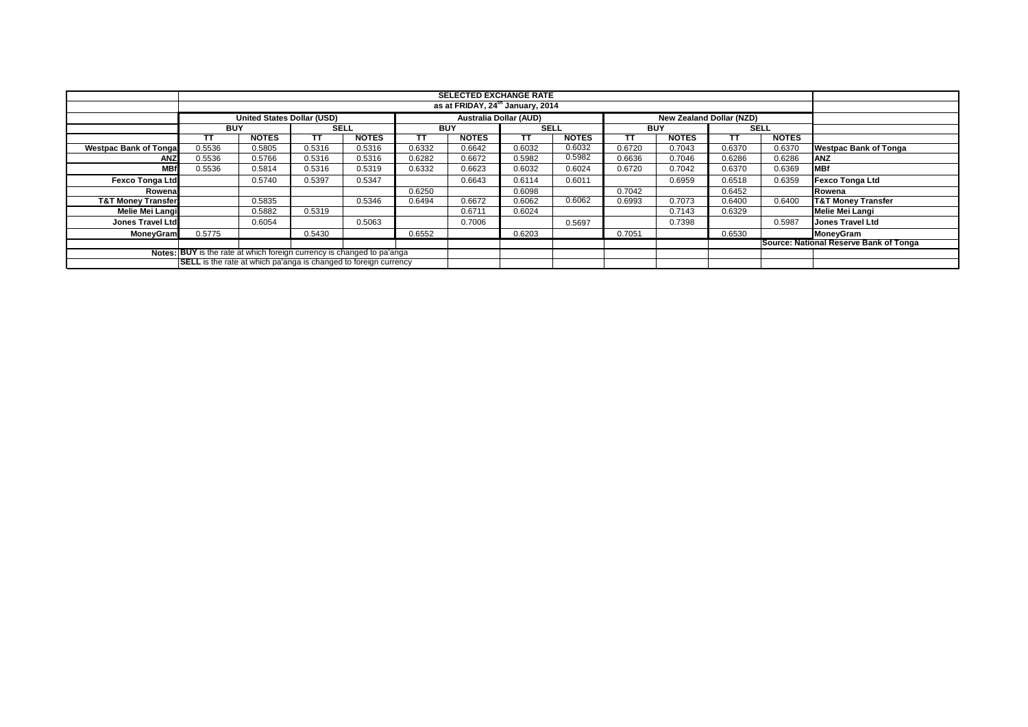| | SELECTED EXCHANGE RATE | | | | | | | | | | | | |
|---|---|---|---|---|---|---|---|---|---|---|---|---|---|
| | as at FRIDAY, 24th January, 2014 | | | | | | | | | | | | |
| | United States Dollar (USD) | | | | Australia Dollar (AUD) | | | | New Zealand Dollar (NZD) | | | | |
| | BUY | | SELL | | BUY | | SELL | | BUY | | SELL | | |
| | TT | NOTES | TT | NOTES | TT | NOTES | TT | NOTES | TT | NOTES | TT | NOTES | |
| **Westpac Bank of Tonga** | 0.5536 | 0.5805 | 0.5316 | 0.5316 | 0.6332 | 0.6642 | 0.6032 | 0.6032 | 0.6720 | 0.7043 | 0.6370 | 0.6370 | **Westpac Bank of Tonga** |
| **ANZ** | 0.5536 | 0.5766 | 0.5316 | 0.5316 | 0.6282 | 0.6672 | 0.5982 | 0.5982 | 0.6636 | 0.7046 | 0.6286 | 0.6286 | **ANZ** |
| **MBf** | 0.5536 | 0.5814 | 0.5316 | 0.5319 | 0.6332 | 0.6623 | 0.6032 | 0.6024 | 0.6720 | 0.7042 | 0.6370 | 0.6369 | **MBf** |
| **Fexco Tonga Ltd** | | 0.5740 | 0.5397 | 0.5347 | | 0.6643 | 0.6114 | 0.6011 | | 0.6959 | 0.6518 | 0.6359 | **Fexco Tonga Ltd** |
| **Rowena** | | | | | 0.6250 | | 0.6098 | | 0.7042 | | 0.6452 | | **Rowena** |
| **T&T Money Transfer** | | 0.5835 | | 0.5346 | 0.6494 | 0.6672 | 0.6062 | 0.6062 | 0.6993 | 0.7073 | 0.6400 | 0.6400 | **T&T Money Transfer** |
| **Melie Mei Langi** | | 0.5882 | 0.5319 | | | 0.6711 | 0.6024 | | | 0.7143 | 0.6329 | | **Melie Mei Langi** |
| **Jones Travel Ltd** | | 0.6054 | | 0.5063 | | 0.7006 | | 0.5697 | | 0.7398 | | 0.5987 | **Jones Travel Ltd** |
| **MoneyGram** | 0.5775 | | 0.5430 | | 0.6552 | | 0.6203 | | 0.7051 | | 0.6530 | | **MoneyGram** |
| | | | | | | | | | | | | | **Source: National Reserve Bank of Tonga** |
| **Notes:** | **BUY** is the rate at which foreign currency is changed to pa'anga | | | | | | | | | | | | |
| | **SELL** is the rate at which pa'anga is changed to foreign currency | | | | | | | | | | | | |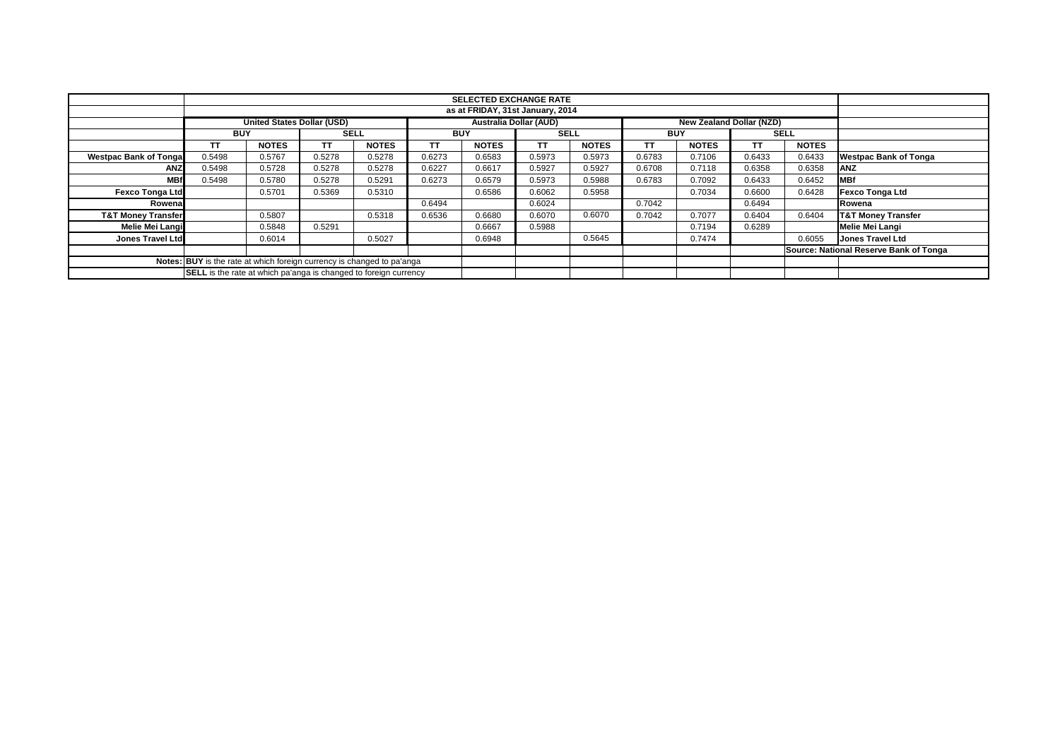| | SELECTED EXCHANGE RATE | | | | | | | | | | | | |
|---|---|---|---|---|---|---|---|---|---|---|---|---|---|
| | as at FRIDAY, 31st January, 2014 | | | | | | | | | | | | |
| | United States Dollar (USD) | | | | Australia Dollar (AUD) | | | | New Zealand Dollar (NZD) | | | | |
| | BUY | | SELL | | BUY | | SELL | | BUY | | SELL | | |
| | TT | NOTES | TT | NOTES | TT | NOTES | TT | NOTES | TT | NOTES | TT | NOTES | |
| Westpac Bank of Tonga | 0.5498 | 0.5767 | 0.5278 | 0.5278 | 0.6273 | 0.6583 | 0.5973 | 0.5973 | 0.6783 | 0.7106 | 0.6433 | 0.6433 | Westpac Bank of Tonga |
| ANZ | 0.5498 | 0.5728 | 0.5278 | 0.5278 | 0.6227 | 0.6617 | 0.5927 | 0.5927 | 0.6708 | 0.7118 | 0.6358 | 0.6358 | ANZ |
| MBf | 0.5498 | 0.5780 | 0.5278 | 0.5291 | 0.6273 | 0.6579 | 0.5973 | 0.5988 | 0.6783 | 0.7092 | 0.6433 | 0.6452 | MBf |
| Fexco Tonga Ltd | | 0.5701 | 0.5369 | 0.5310 | | 0.6586 | 0.6062 | 0.5958 | | 0.7034 | 0.6600 | 0.6428 | Fexco Tonga Ltd |
| Rowena | | | | | 0.6494 | | 0.6024 | | 0.7042 | | 0.6494 | | Rowena |
| T&T Money Transfer | | 0.5807 | | 0.5318 | 0.6536 | 0.6680 | 0.6070 | 0.6070 | 0.7042 | 0.7077 | 0.6404 | 0.6404 | T&T Money Transfer |
| Melie Mei Langi | | 0.5848 | 0.5291 | | | 0.6667 | 0.5988 | | | 0.7194 | 0.6289 | | Melie Mei Langi |
| Jones Travel Ltd | | 0.6014 | | 0.5027 | | 0.6948 | | 0.5645 | | 0.7474 | | 0.6055 | Jones Travel Ltd |
| | | | | | | | | | | | | | Source: National Reserve Bank of Tonga |
| Notes: | **BUY** is the rate at which foreign currency is changed to pa'anga | | | | | | | | | | | | |
| | **SELL** is the rate at which pa'anga is changed to foreign currency | | | | | | | | | | | | |